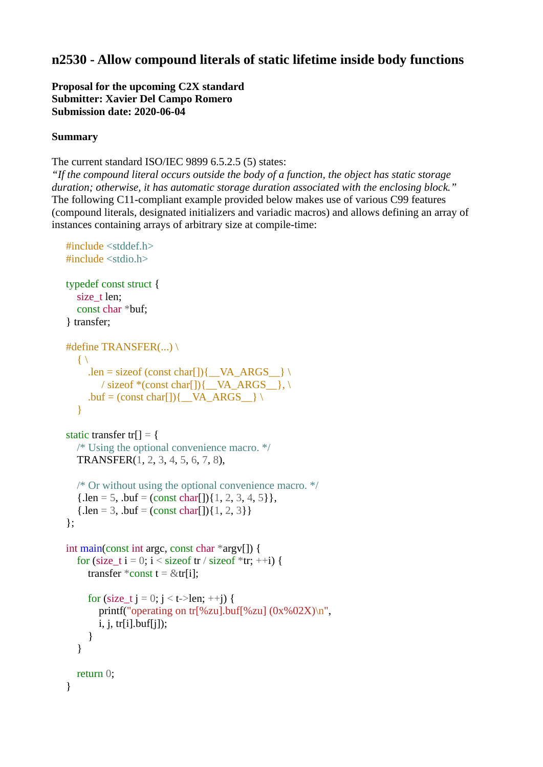# n2530 - Allow compound literals of static lifetime inside body functions

**Proposal for the upcoming C2X standard**
**Submitter: Xavier Del Campo Romero**
**Submission date: 2020-06-04**

**Summary**

The current standard ISO/IEC 9899 6.5.2.5 (5) states:
*"If the compound literal occurs outside the body of a function, the object has static storage duration; otherwise, it has automatic storage duration associated with the enclosing block."*
The following C11-compliant example provided below makes use of various C99 features (compound literals, designated initializers and variadic macros) and allows defining an array of instances containing arrays of arbitrary size at compile-time:

```c
#include <stddef.h>
#include <stdio.h>

typedef const struct {
    size_t len;
    const char *buf;
} transfer;

#define TRANSFER(...) \
    { \
        .len = sizeof (const char[]){__VA_ARGS__} \
            / sizeof *(const char[]){__VA_ARGS__}, \
        .buf = (const char[]){__VA_ARGS__} \
    }

static transfer tr[] = {
    /* Using the optional convenience macro. */
    TRANSFER(1, 2, 3, 4, 5, 6, 7, 8),

    /* Or without using the optional convenience macro. */
    {.len = 5, .buf = (const char[]){1, 2, 3, 4, 5}},
    {.len = 3, .buf = (const char[]){1, 2, 3}}
};

int main(const int argc, const char *argv[]) {
    for (size_t i = 0; i < sizeof tr / sizeof *tr; ++i) {
        transfer *const t = &tr[i];

        for (size_t j = 0; j < t->len; ++j) {
            printf("operating on tr[%zu].buf[%zu] (0x%02X)\n",
                i, j, tr[i].buf[j]);
        }
    }

    return 0;
}
```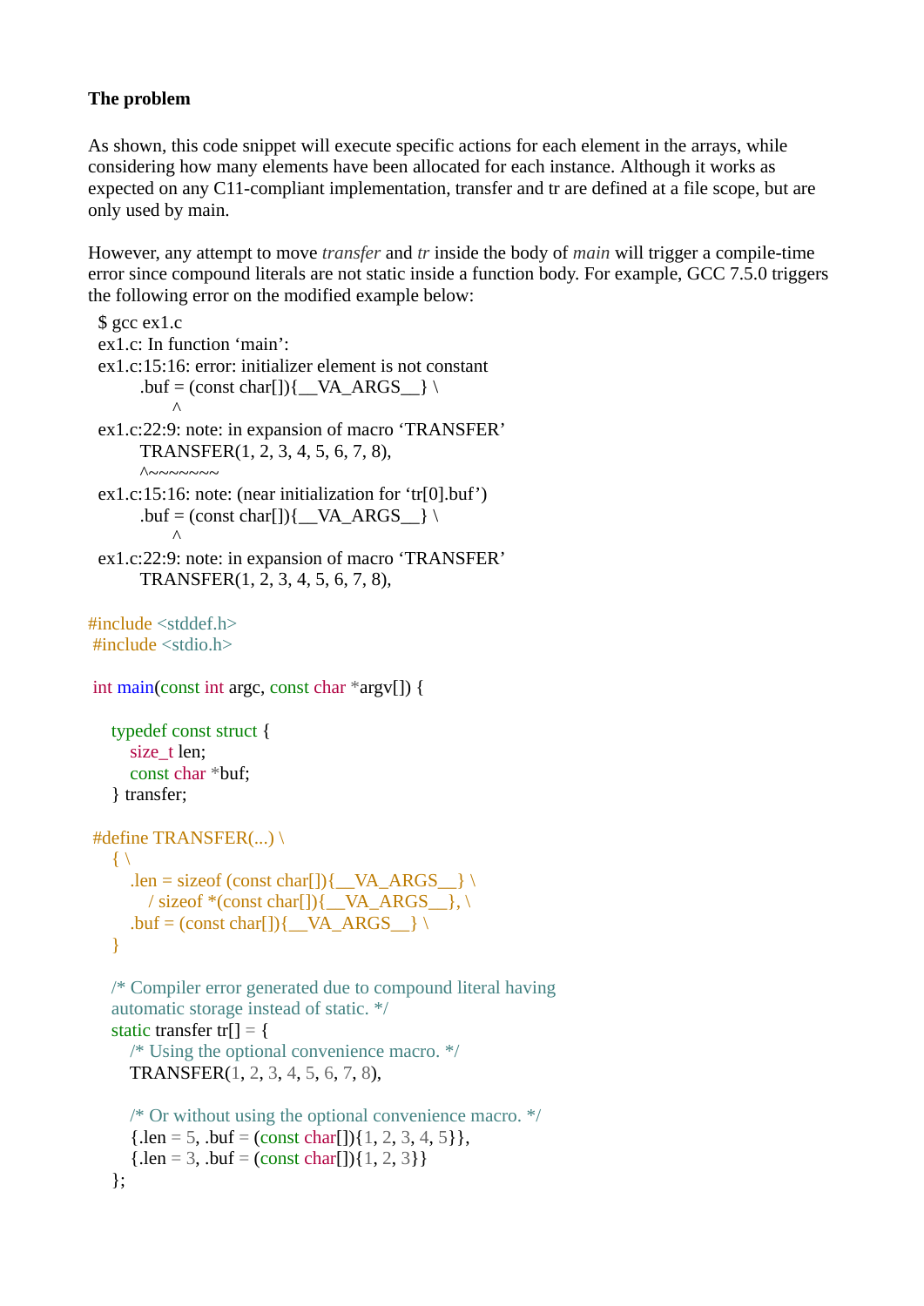**The problem**

As shown, this code snippet will execute specific actions for each element in the arrays, while considering how many elements have been allocated for each instance. Although it works as expected on any C11-compliant implementation, transfer and tr are defined at a file scope, but are only used by main.

However, any attempt to move *transfer* and *tr* inside the body of *main* will trigger a compile-time error since compound literals are not static inside a function body. For example, GCC 7.5.0 triggers the following error on the modified example below:

```
$ gcc ex1.c
ex1.c: In function ‘main’:
ex1.c:15:16: error: initializer element is not constant
        .buf = (const char[]){__VA_ARGS__} \
               ^
ex1.c:22:9: note: in expansion of macro ‘TRANSFER’
        TRANSFER(1, 2, 3, 4, 5, 6, 7, 8),
        ^~~~~~~~
ex1.c:15:16: note: (near initialization for ‘tr[0].buf’)
        .buf = (const char[]){__VA_ARGS__} \
               ^
ex1.c:22:9: note: in expansion of macro ‘TRANSFER’
        TRANSFER(1, 2, 3, 4, 5, 6, 7, 8),
```

```c
#include <stddef.h>
#include <stdio.h>

int main(const int argc, const char *argv[]) {

    typedef const struct {
        size_t len;
        const char *buf;
    } transfer;

#define TRANSFER(...) \
    { \
        .len = sizeof (const char[]){__VA_ARGS__} \
            / sizeof *(const char[]){__VA_ARGS__}, \
        .buf = (const char[]){__VA_ARGS__} \
    }

    /* Compiler error generated due to compound literal having
    automatic storage instead of static. */
    static transfer tr[] = {
        /* Using the optional convenience macro. */
        TRANSFER(1, 2, 3, 4, 5, 6, 7, 8),

        /* Or without using the optional convenience macro. */
        {.len = 5, .buf = (const char[]){1, 2, 3, 4, 5}},
        {.len = 3, .buf = (const char[]){1, 2, 3}}
    };
```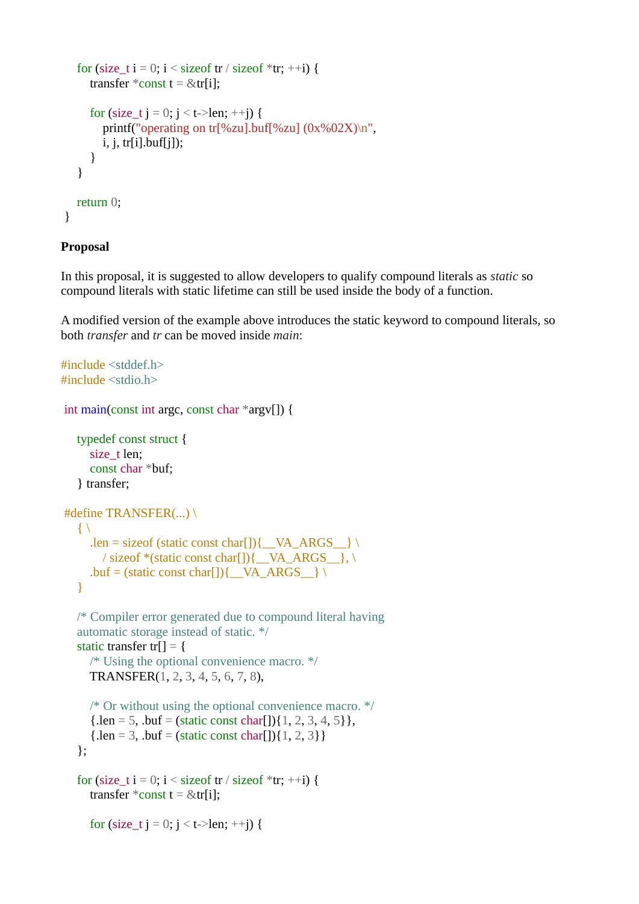```c
    for (size_t i = 0; i < sizeof tr / sizeof *tr; ++i) {
        transfer *const t = &tr[i];

        for (size_t j = 0; j < t->len; ++j) {
            printf("operating on tr[%zu].buf[%zu] (0x%02X)\n",
                i, j, tr[i].buf[j]);
        }
    }

    return 0;
}
```

**Proposal**

In this proposal, it is suggested to allow developers to qualify compound literals as *static* so compound literals with static lifetime can still be used inside the body of a function.

A modified version of the example above introduces the static keyword to compound literals, so both *transfer* and *tr* can be moved inside *main*:

```c
#include <stddef.h>
#include <stdio.h>

int main(const int argc, const char *argv[]) {

    typedef const struct {
        size_t len;
        const char *buf;
    } transfer;

#define TRANSFER(...) \
    { \
        .len = sizeof (static const char[]){__VA_ARGS__} \
            / sizeof *(static const char[]){__VA_ARGS__}, \
        .buf = (static const char[]){__VA_ARGS__} \
    }

    /* Compiler error generated due to compound literal having
    automatic storage instead of static. */
    static transfer tr[] = {
        /* Using the optional convenience macro. */
        TRANSFER(1, 2, 3, 4, 5, 6, 7, 8),

        /* Or without using the optional convenience macro. */
        {.len = 5, .buf = (static const char[]){1, 2, 3, 4, 5}},
        {.len = 3, .buf = (static const char[]){1, 2, 3}}
    };

    for (size_t i = 0; i < sizeof tr / sizeof *tr; ++i) {
        transfer *const t = &tr[i];

        for (size_t j = 0; j < t->len; ++j) {
```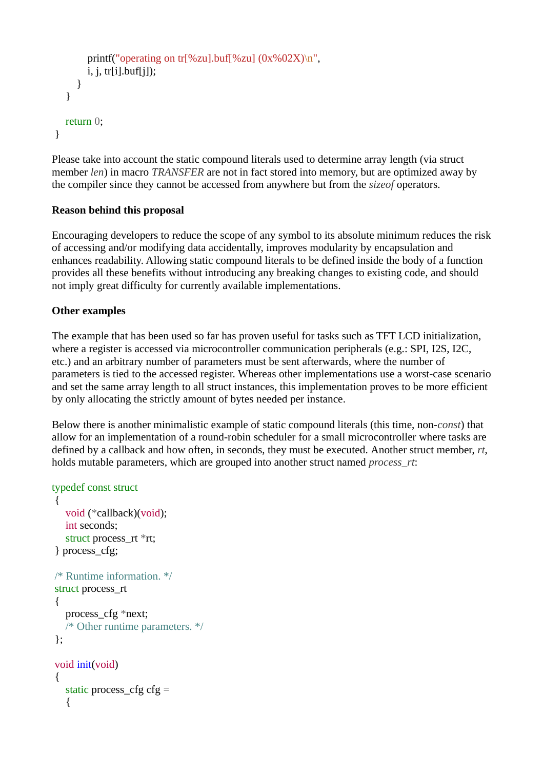```c
            printf("operating on tr[%zu].buf[%zu] (0x%02X)\n",
            i, j, tr[i].buf[j]);
        }
    }

    return 0;
}
```

Please take into account the static compound literals used to determine array length (via struct member *len*) in macro *TRANSFER* are not in fact stored into memory, but are optimized away by the compiler since they cannot be accessed from anywhere but from the *sizeof* operators.

**Reason behind this proposal**

Encouraging developers to reduce the scope of any symbol to its absolute minimum reduces the risk of accessing and/or modifying data accidentally, improves modularity by encapsulation and enhances readability. Allowing static compound literals to be defined inside the body of a function provides all these benefits without introducing any breaking changes to existing code, and should not imply great difficulty for currently available implementations.

**Other examples**

The example that has been used so far has proven useful for tasks such as TFT LCD initialization, where a register is accessed via microcontroller communication peripherals (e.g.: SPI, I2S, I2C, etc.) and an arbitrary number of parameters must be sent afterwards, where the number of parameters is tied to the accessed register. Whereas other implementations use a worst-case scenario and set the same array length to all struct instances, this implementation proves to be more efficient by only allocating the strictly amount of bytes needed per instance.

Below there is another minimalistic example of static compound literals (this time, non-*const*) that allow for an implementation of a round-robin scheduler for a small microcontroller where tasks are defined by a callback and how often, in seconds, they must be executed. Another struct member, *rt*, holds mutable parameters, which are grouped into another struct named *process_rt*:

```c
typedef const struct
{
    void (*callback)(void);
    int seconds;
    struct process_rt *rt;
} process_cfg;

/* Runtime information. */
struct process_rt
{
    process_cfg *next;
    /* Other runtime parameters. */
};

void init(void)
{
    static process_cfg cfg =
    {
```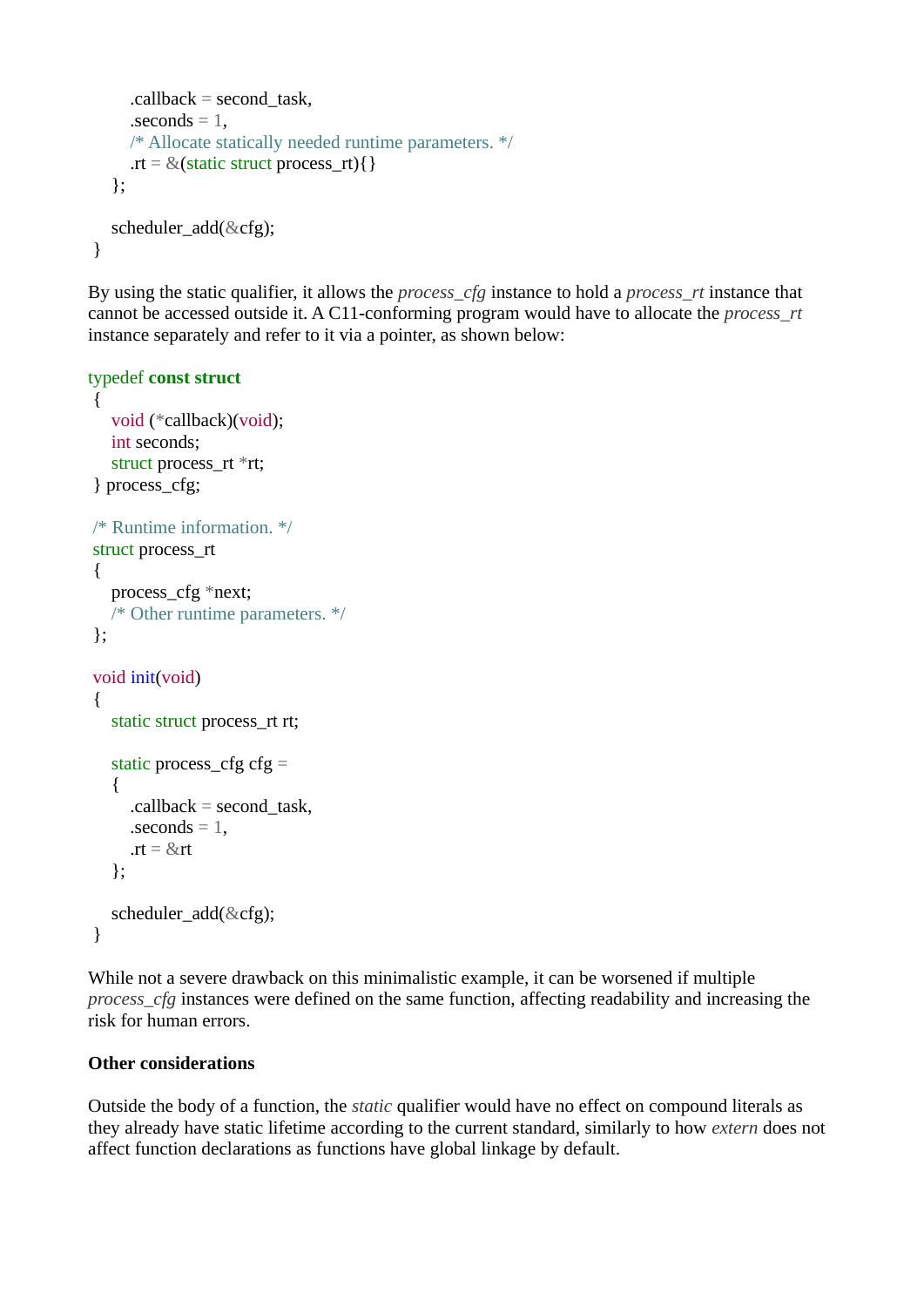```c
        .callback = second_task,
        .seconds = 1,
        /* Allocate statically needed runtime parameters. */
        .rt = &(static struct process_rt){}
    };

    scheduler_add(&cfg);
}
```

By using the static qualifier, it allows the *process_cfg* instance to hold a *process_rt* instance that cannot be accessed outside it. A C11-conforming program would have to allocate the *process_rt* instance separately and refer to it via a pointer, as shown below:

```c
typedef const struct
{
    void (*callback)(void);
    int seconds;
    struct process_rt *rt;
} process_cfg;

/* Runtime information. */
struct process_rt
{
    process_cfg *next;
    /* Other runtime parameters. */
};

void init(void)
{
    static struct process_rt rt;

    static process_cfg cfg =
    {
        .callback = second_task,
        .seconds = 1,
        .rt = &rt
    };

    scheduler_add(&cfg);
}
```

While not a severe drawback on this minimalistic example, it can be worsened if multiple *process_cfg* instances were defined on the same function, affecting readability and increasing the risk for human errors.

**Other considerations**

Outside the body of a function, the *static* qualifier would have no effect on compound literals as they already have static lifetime according to the current standard, similarly to how *extern* does not affect function declarations as functions have global linkage by default.